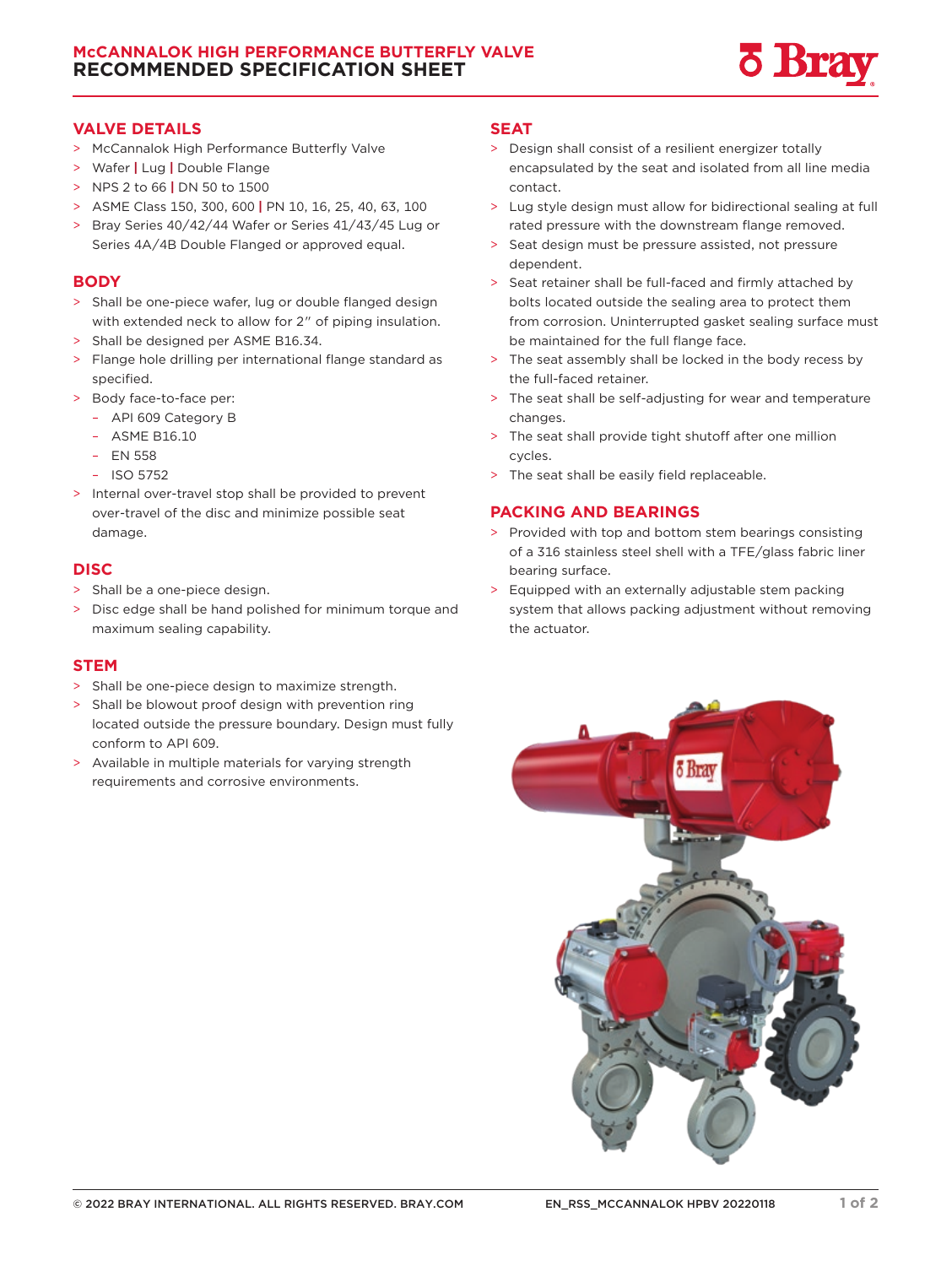# McCANNALOK HIGH PERFORMANCE BUTTERFLY VALVE
# RECOMMENDED SPECIFICATION SHEET

## VALVE DETAILS

- McCannalok High Performance Butterfly Valve
- Wafer | Lug | Double Flange
- NPS 2 to 66 | DN 50 to 1500
- ASME Class 150, 300, 600 | PN 10, 16, 25, 40, 63, 100
- Bray Series 40/42/44 Wafer or Series 41/43/45 Lug or Series 4A/4B Double Flanged or approved equal.

## BODY

- Shall be one-piece wafer, lug or double flanged design with extended neck to allow for 2" of piping insulation.
- Shall be designed per ASME B16.34.
- Flange hole drilling per international flange standard as specified.
- Body face-to-face per:
  - API 609 Category B
  - ASME B16.10
  - EN 558
  - ISO 5752
- Internal over-travel stop shall be provided to prevent over-travel of the disc and minimize possible seat damage.

## DISC

- Shall be a one-piece design.
- Disc edge shall be hand polished for minimum torque and maximum sealing capability.

## STEM

- Shall be one-piece design to maximize strength.
- Shall be blowout proof design with prevention ring located outside the pressure boundary. Design must fully conform to API 609.
- Available in multiple materials for varying strength requirements and corrosive environments.

## SEAT

- Design shall consist of a resilient energizer totally encapsulated by the seat and isolated from all line media contact.
- Lug style design must allow for bidirectional sealing at full rated pressure with the downstream flange removed.
- Seat design must be pressure assisted, not pressure dependent.
- Seat retainer shall be full-faced and firmly attached by bolts located outside the sealing area to protect them from corrosion. Uninterrupted gasket sealing surface must be maintained for the full flange face.
- The seat assembly shall be locked in the body recess by the full-faced retainer.
- The seat shall be self-adjusting for wear and temperature changes.
- The seat shall provide tight shutoff after one million cycles.
- The seat shall be easily field replaceable.

## PACKING AND BEARINGS

- Provided with top and bottom stem bearings consisting of a 316 stainless steel shell with a TFE/glass fabric liner bearing surface.
- Equipped with an externally adjustable stem packing system that allows packing adjustment without removing the actuator.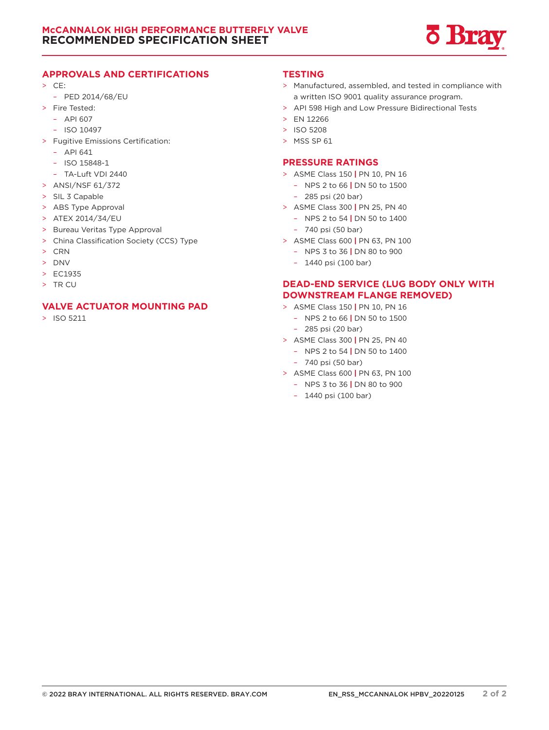## APPROVALS AND CERTIFICATIONS

- CE:
  - PED 2014/68/EU
- Fire Tested:
  - API 607
  - ISO 10497
- Fugitive Emissions Certification:
  - API 641
  - ISO 15848-1
  - TA-Luft VDI 2440
- ANSI/NSF 61/372
- SIL 3 Capable
- ABS Type Approval
- ATEX 2014/34/EU
- Bureau Veritas Type Approval
- China Classification Society (CCS) Type
- CRN
- DNV
- EC1935
- TR CU

## VALVE ACTUATOR MOUNTING PAD

- ISO 5211

## TESTING

- Manufactured, assembled, and tested in compliance with a written ISO 9001 quality assurance program.
- API 598 High and Low Pressure Bidirectional Tests
- EN 12266
- ISO 5208
- MSS SP 61

## PRESSURE RATINGS

- ASME Class 150 | PN 10, PN 16
  - NPS 2 to 66 | DN 50 to 1500
  - 285 psi (20 bar)
- ASME Class 300 | PN 25, PN 40
  - NPS 2 to 54 | DN 50 to 1400
  - 740 psi (50 bar)
- ASME Class 600 | PN 63, PN 100
  - NPS 3 to 36 | DN 80 to 900
  - 1440 psi (100 bar)

## DEAD-END SERVICE (LUG BODY ONLY WITH DOWNSTREAM FLANGE REMOVED)

- ASME Class 150 | PN 10, PN 16
  - NPS 2 to 66 | DN 50 to 1500
  - 285 psi (20 bar)
- ASME Class 300 | PN 25, PN 40
  - NPS 2 to 54 | DN 50 to 1400
  - 740 psi (50 bar)
- ASME Class 600 | PN 63, PN 100
  - NPS 3 to 36 | DN 80 to 900
  - 1440 psi (100 bar)